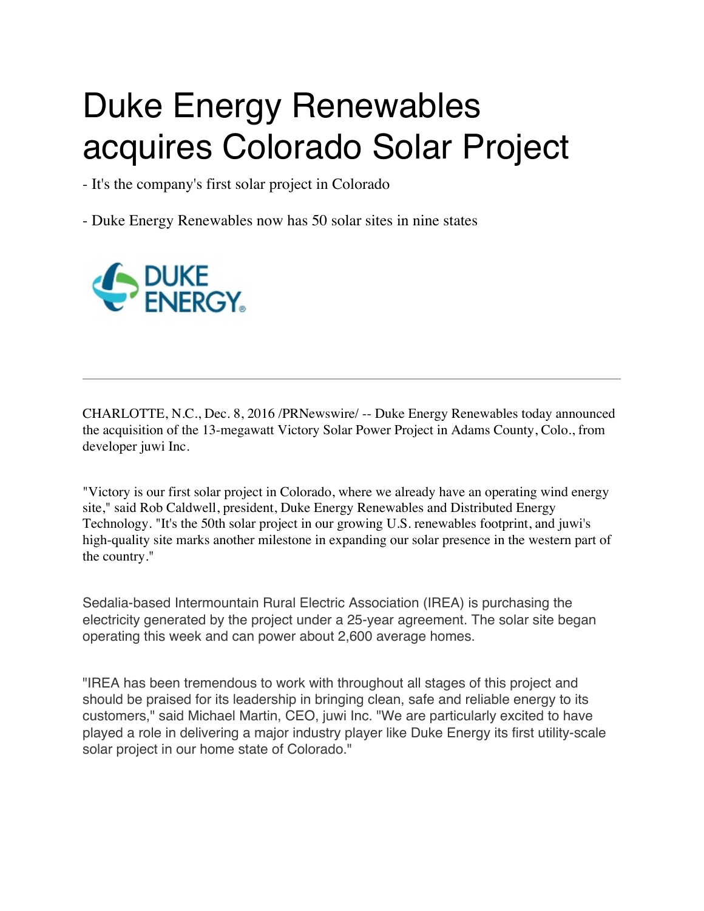# Duke Energy Renewables acquires Colorado Solar Project

- It's the company's first solar project in Colorado

- Duke Energy Renewables now has 50 solar sites in nine states

---

CHARLOTTE, N.C., Dec. 8, 2016 /PRNewswire/ -- Duke Energy Renewables today announced the acquisition of the 13-megawatt Victory Solar Power Project in Adams County, Colo., from developer juwi Inc.

"Victory is our first solar project in Colorado, where we already have an operating wind energy site," said Rob Caldwell, president, Duke Energy Renewables and Distributed Energy Technology. "It's the 50th solar project in our growing U.S. renewables footprint, and juwi's high-quality site marks another milestone in expanding our solar presence in the western part of the country."

Sedalia-based Intermountain Rural Electric Association (IREA) is purchasing the electricity generated by the project under a 25-year agreement. The solar site began operating this week and can power about 2,600 average homes.

"IREA has been tremendous to work with throughout all stages of this project and should be praised for its leadership in bringing clean, safe and reliable energy to its customers," said Michael Martin, CEO, juwi Inc. "We are particularly excited to have played a role in delivering a major industry player like Duke Energy its first utility-scale solar project in our home state of Colorado."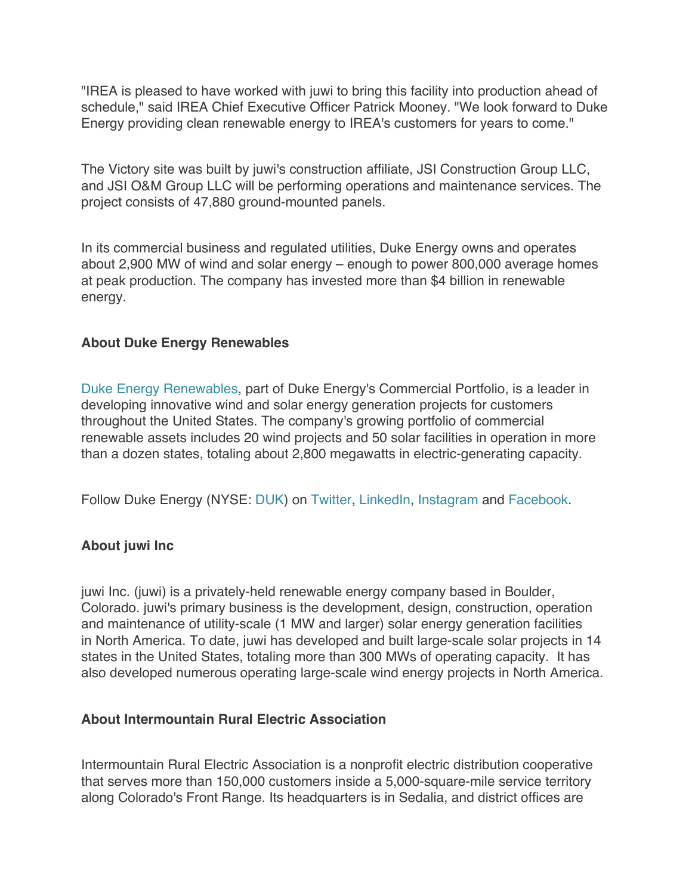"IREA is pleased to have worked with juwi to bring this facility into production ahead of schedule," said IREA Chief Executive Officer Patrick Mooney. "We look forward to Duke Energy providing clean renewable energy to IREA's customers for years to come."

The Victory site was built by juwi's construction affiliate, JSI Construction Group LLC, and JSI O&M Group LLC will be performing operations and maintenance services. The project consists of 47,880 ground-mounted panels.

In its commercial business and regulated utilities, Duke Energy owns and operates about 2,900 MW of wind and solar energy – enough to power 800,000 average homes at peak production. The company has invested more than $4 billion in renewable energy.

**About Duke Energy Renewables**

Duke Energy Renewables, part of Duke Energy's Commercial Portfolio, is a leader in developing innovative wind and solar energy generation projects for customers throughout the United States. The company's growing portfolio of commercial renewable assets includes 20 wind projects and 50 solar facilities in operation in more than a dozen states, totaling about 2,800 megawatts in electric-generating capacity.

Follow Duke Energy (NYSE: DUK) on Twitter, LinkedIn, Instagram and Facebook.

**About juwi Inc**

juwi Inc. (juwi) is a privately-held renewable energy company based in Boulder, Colorado. juwi's primary business is the development, design, construction, operation and maintenance of utility-scale (1 MW and larger) solar energy generation facilities in North America. To date, juwi has developed and built large-scale solar projects in 14 states in the United States, totaling more than 300 MWs of operating capacity. It has also developed numerous operating large-scale wind energy projects in North America.

**About Intermountain Rural Electric Association**

Intermountain Rural Electric Association is a nonprofit electric distribution cooperative that serves more than 150,000 customers inside a 5,000-square-mile service territory along Colorado's Front Range. Its headquarters is in Sedalia, and district offices are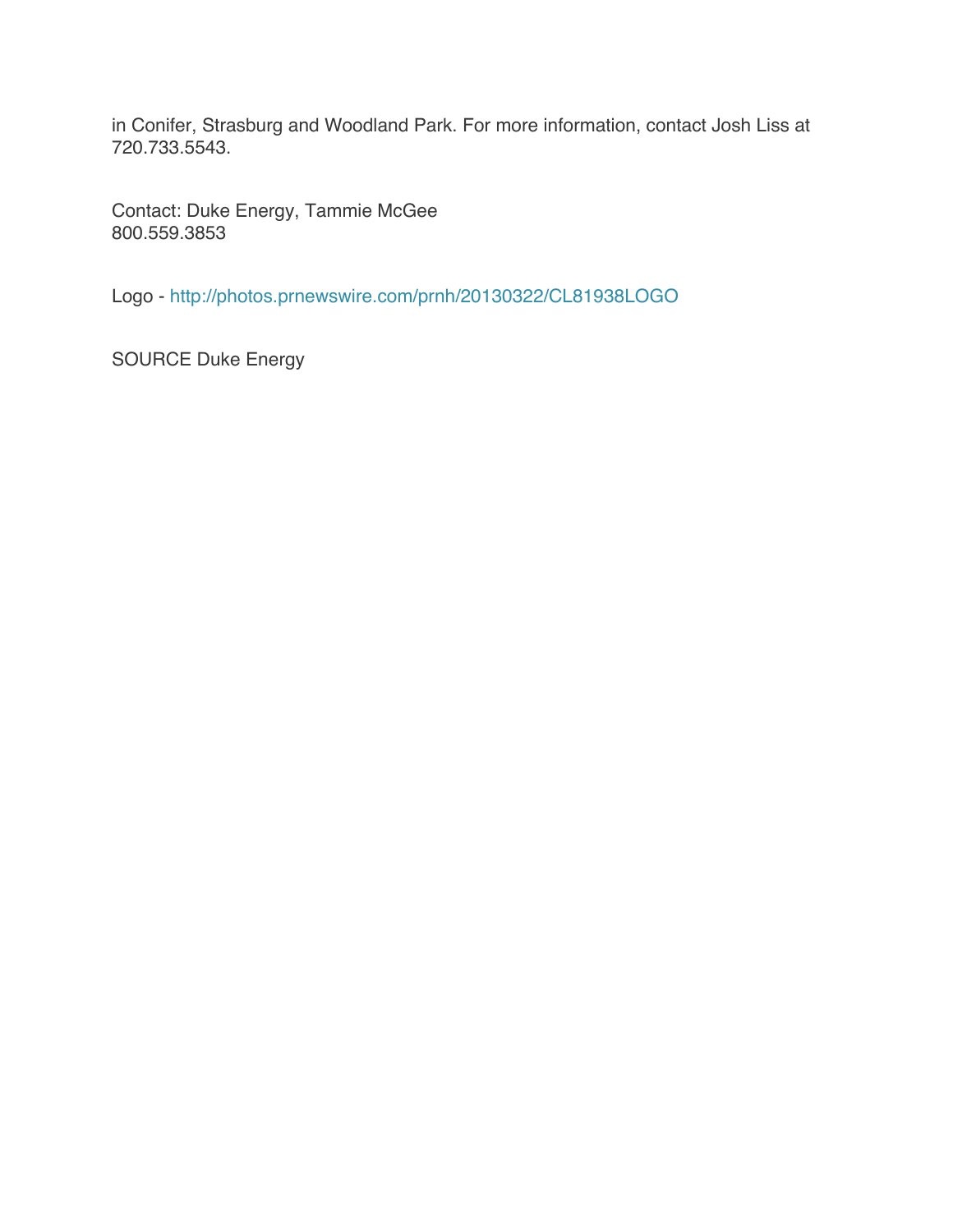in Conifer, Strasburg and Woodland Park. For more information, contact Josh Liss at 720.733.5543.

Contact: Duke Energy, Tammie McGee
800.559.3853

Logo - http://photos.prnewswire.com/prnh/20130322/CL81938LOGO

SOURCE Duke Energy